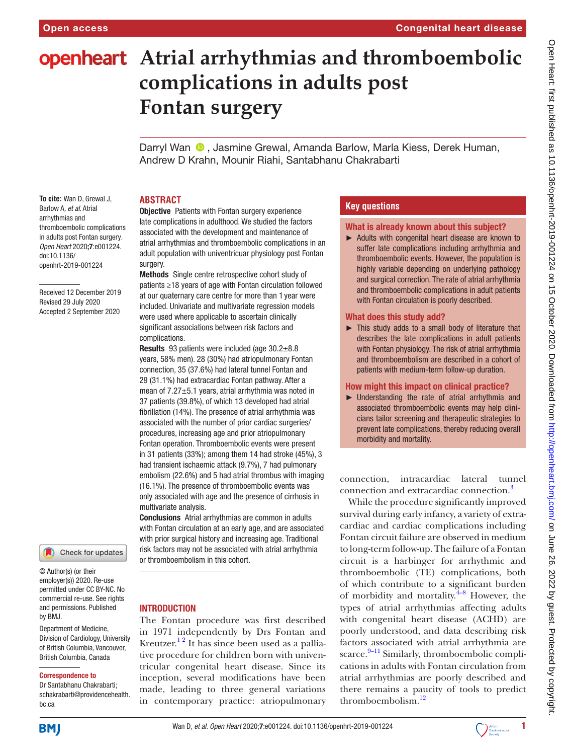# Atrial arrhythmias and thromboembolic complications in adults post Fontan surgery

Darryl Wan, Jasmine Grewal, Amanda Barlow, Marla Kiess, Derek Human, Andrew D Krahn, Mounir Riahi, Santabhanu Chakrabarti

**To cite:** Wan D, Grewal J, Barlow A, *et al*. Atrial arrhythmias and thromboembolic complications in adults post Fontan surgery. *Open Heart* 2020;**7**:e001224. doi:10.1136/openhrt-2019-001224

Received 12 December 2019
Revised 29 July 2020
Accepted 2 September 2020

© Author(s) (or their employer(s)) 2020. Re-use permitted under CC BY-NC. No commercial re-use. See rights and permissions. Published by BMJ.

Department of Medicine, Division of Cardiology, University of British Columbia, Vancouver, British Columbia, Canada

**Correspondence to**
Dr Santabhanu Chakrabarti; schakrabarti@providencehealth.bc.ca

## ABSTRACT

**Objective** Patients with Fontan surgery experience late complications in adulthood. We studied the factors associated with the development and maintenance of atrial arrhythmias and thromboembolic complications in an adult population with univentricuar physiology post Fontan surgery.

**Methods** Single centre retrospective cohort study of patients ≥18 years of age with Fontan circulation followed at our quaternary care centre for more than 1 year were included. Univariate and multivariate regression models were used where applicable to ascertain clinically significant associations between risk factors and complications.

**Results** 93 patients were included (age 30.2±8.8 years, 58% men). 28 (30%) had atriopulmonary Fontan connection, 35 (37.6%) had lateral tunnel Fontan and 29 (31.1%) had extracardiac Fontan pathway. After a mean of 7.27±5.1 years, atrial arrhythmia was noted in 37 patients (39.8%), of which 13 developed had atrial fibrillation (14%). The presence of atrial arrhythmia was associated with the number of prior cardiac surgeries/procedures, increasing age and prior atriopulmonary Fontan operation. Thromboembolic events were present in 31 patients (33%); among them 14 had stroke (45%), 3 had transient ischaemic attack (9.7%), 7 had pulmonary embolism (22.6%) and 5 had atrial thrombus with imaging (16.1%). The presence of thromboembolic events was only associated with age and the presence of cirrhosis in multivariate analysis.

**Conclusions** Atrial arrhythmias are common in adults with Fontan circulation at an early age, and are associated with prior surgical history and increasing age. Traditional risk factors may not be associated with atrial arrhythmia or thromboembolism in this cohort.

## Key questions

### What is already known about this subject?

- Adults with congenital heart disease are known to suffer late complications including arrhythmia and thromboembolic events. However, the population is highly variable depending on underlying pathology and surgical correction. The rate of atrial arrhythmia and thromboembolic complications in adult patients with Fontan circulation is poorly described.

### What does this study add?

- This study adds to a small body of literature that describes the late complications in adult patients with Fontan physiology. The risk of atrial arrhythmia and thromboembolism are described in a cohort of patients with medium-term follow-up duration.

### How might this impact on clinical practice?

- Understanding the rate of atrial arrhythmia and associated thromboembolic events may help clinicians tailor screening and therapeutic strategies to prevent late complications, thereby reducing overall morbidity and mortality.

## INTRODUCTION

The Fontan procedure was first described in 1971 independently by Drs Fontan and Kreutzer.[1,2] It has since been used as a palliative procedure for children born with univentricular congenital heart disease. Since its inception, several modifications have been made, leading to three general variations in contemporary practice: atriopulmonary connection, intracardiac lateral tunnel connection and extracardiac connection.[3]

While the procedure significantly improved survival during early infancy, a variety of extracardiac and cardiac complications including Fontan circuit failure are observed in medium to long-term follow-up. The failure of a Fontan circuit is a harbinger for arrhythmic and thromboembolic (TE) complications, both of which contribute to a significant burden of morbidity and mortality.[4–8] However, the types of atrial arrhythmias affecting adults with congenital heart disease (ACHD) are poorly understood, and data describing risk factors associated with atrial arrhythmia are scarce.[9–11] Similarly, thromboembolic complications in adults with Fontan circulation from atrial arrhythmias are poorly described and there remains a paucity of tools to predict thromboembolism.[12]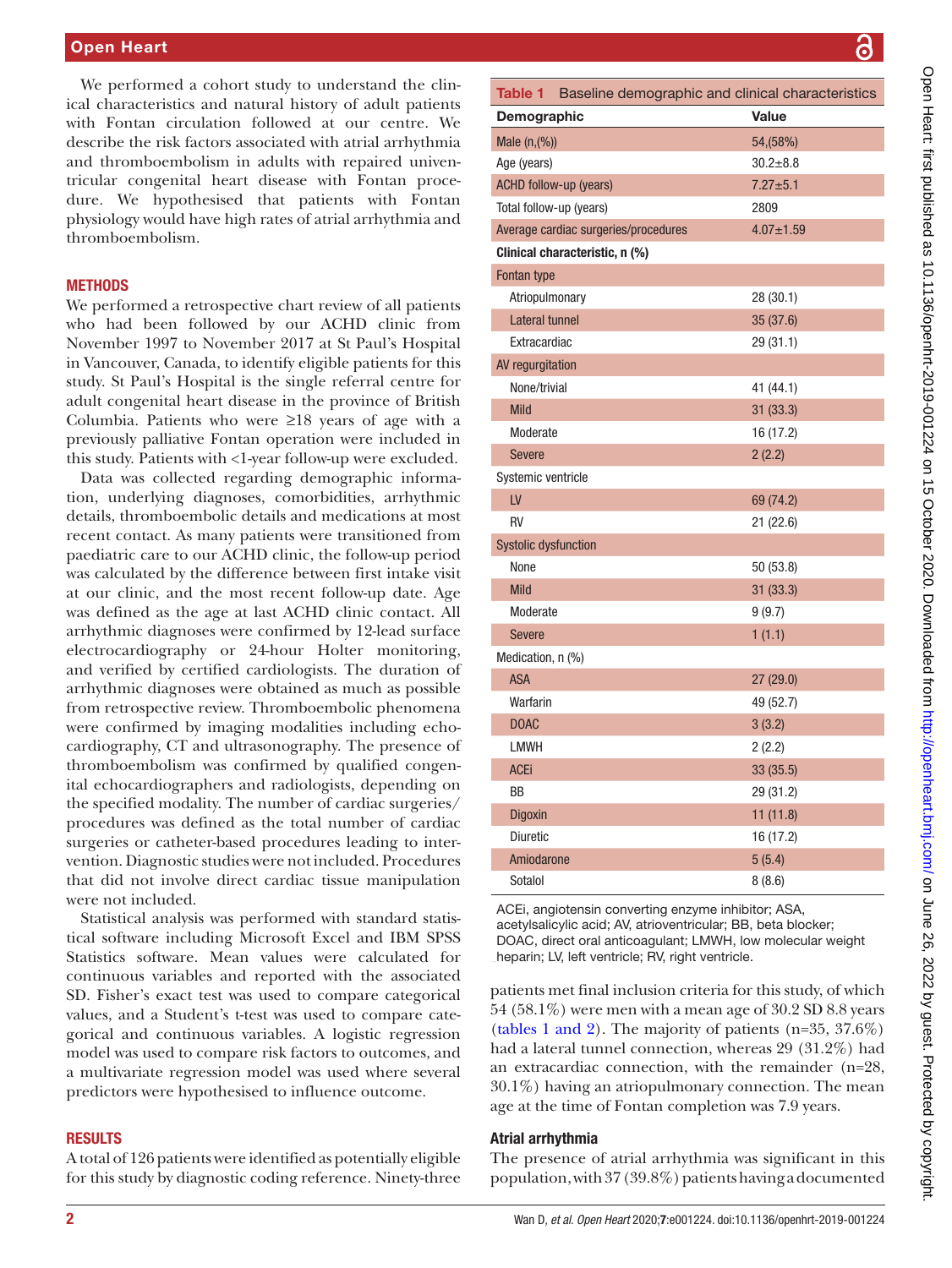We performed a cohort study to understand the clinical characteristics and natural history of adult patients with Fontan circulation followed at our centre. We describe the risk factors associated with atrial arrhythmia and thromboembolism in adults with repaired univentricular congenital heart disease with Fontan procedure. We hypothesised that patients with Fontan physiology would have high rates of atrial arrhythmia and thromboembolism.

## METHODS

We performed a retrospective chart review of all patients who had been followed by our ACHD clinic from November 1997 to November 2017 at St Paul's Hospital in Vancouver, Canada, to identify eligible patients for this study. St Paul's Hospital is the single referral centre for adult congenital heart disease in the province of British Columbia. Patients who were ≥18 years of age with a previously palliative Fontan operation were included in this study. Patients with <1-year follow-up were excluded.

Data was collected regarding demographic information, underlying diagnoses, comorbidities, arrhythmic details, thromboembolic details and medications at most recent contact. As many patients were transitioned from paediatric care to our ACHD clinic, the follow-up period was calculated by the difference between first intake visit at our clinic, and the most recent follow-up date. Age was defined as the age at last ACHD clinic contact. All arrhythmic diagnoses were confirmed by 12-lead surface electrocardiography or 24-hour Holter monitoring, and verified by certified cardiologists. The duration of arrhythmic diagnoses were obtained as much as possible from retrospective review. Thromboembolic phenomena were confirmed by imaging modalities including echocardiography, CT and ultrasonography. The presence of thromboembolism was confirmed by qualified congenital echocardiographers and radiologists, depending on the specified modality. The number of cardiac surgeries/procedures was defined as the total number of cardiac surgeries or catheter-based procedures leading to intervention. Diagnostic studies were not included. Procedures that did not involve direct cardiac tissue manipulation were not included.

Statistical analysis was performed with standard statistical software including Microsoft Excel and IBM SPSS Statistics software. Mean values were calculated for continuous variables and reported with the associated SD. Fisher's exact test was used to compare categorical values, and a Student's t-test was used to compare categorical and continuous variables. A logistic regression model was used to compare risk factors to outcomes, and a multivariate regression model was used where several predictors were hypothesised to influence outcome.

## RESULTS

A total of 126 patients were identified as potentially eligible for this study by diagnostic coding reference. Ninety-three patients met final inclusion criteria for this study, of which 54 (58.1%) were men with a mean age of 30.2 SD 8.8 years (tables 1 and 2). The majority of patients (n=35, 37.6%) had a lateral tunnel connection, whereas 29 (31.2%) had an extracardiac connection, with the remainder (n=28, 30.1%) having an atriopulmonary connection. The mean age at the time of Fontan completion was 7.9 years.

**Table 1** Baseline demographic and clinical characteristics

| Demographic | Value |
|---|---|
| Male (n,(%)) | 54,(58%) |
| Age (years) | 30.2±8.8 |
| ACHD follow-up (years) | 7.27±5.1 |
| Total follow-up (years) | 2809 |
| Average cardiac surgeries/procedures | 4.07±1.59 |
| **Clinical characteristic, n (%)** | |
| Fontan type | |
| Atriopulmonary | 28 (30.1) |
| Lateral tunnel | 35 (37.6) |
| Extracardiac | 29 (31.1) |
| AV regurgitation | |
| None/trivial | 41 (44.1) |
| Mild | 31 (33.3) |
| Moderate | 16 (17.2) |
| Severe | 2 (2.2) |
| Systemic ventricle | |
| LV | 69 (74.2) |
| RV | 21 (22.6) |
| Systolic dysfunction | |
| None | 50 (53.8) |
| Mild | 31 (33.3) |
| Moderate | 9 (9.7) |
| Severe | 1 (1.1) |
| Medication, n (%) | |
| ASA | 27 (29.0) |
| Warfarin | 49 (52.7) |
| DOAC | 3 (3.2) |
| LMWH | 2 (2.2) |
| ACEi | 33 (35.5) |
| BB | 29 (31.2) |
| Digoxin | 11 (11.8) |
| Diuretic | 16 (17.2) |
| Amiodarone | 5 (5.4) |
| Sotalol | 8 (8.6) |

ACEi, angiotensin converting enzyme inhibitor; ASA, acetylsalicylic acid; AV, atrioventricular; BB, beta blocker; DOAC, direct oral anticoagulant; LMWH, low molecular weight heparin; LV, left ventricle; RV, right ventricle.

### Atrial arrhythmia

The presence of atrial arrhythmia was significant in this population, with 37 (39.8%) patients having a documented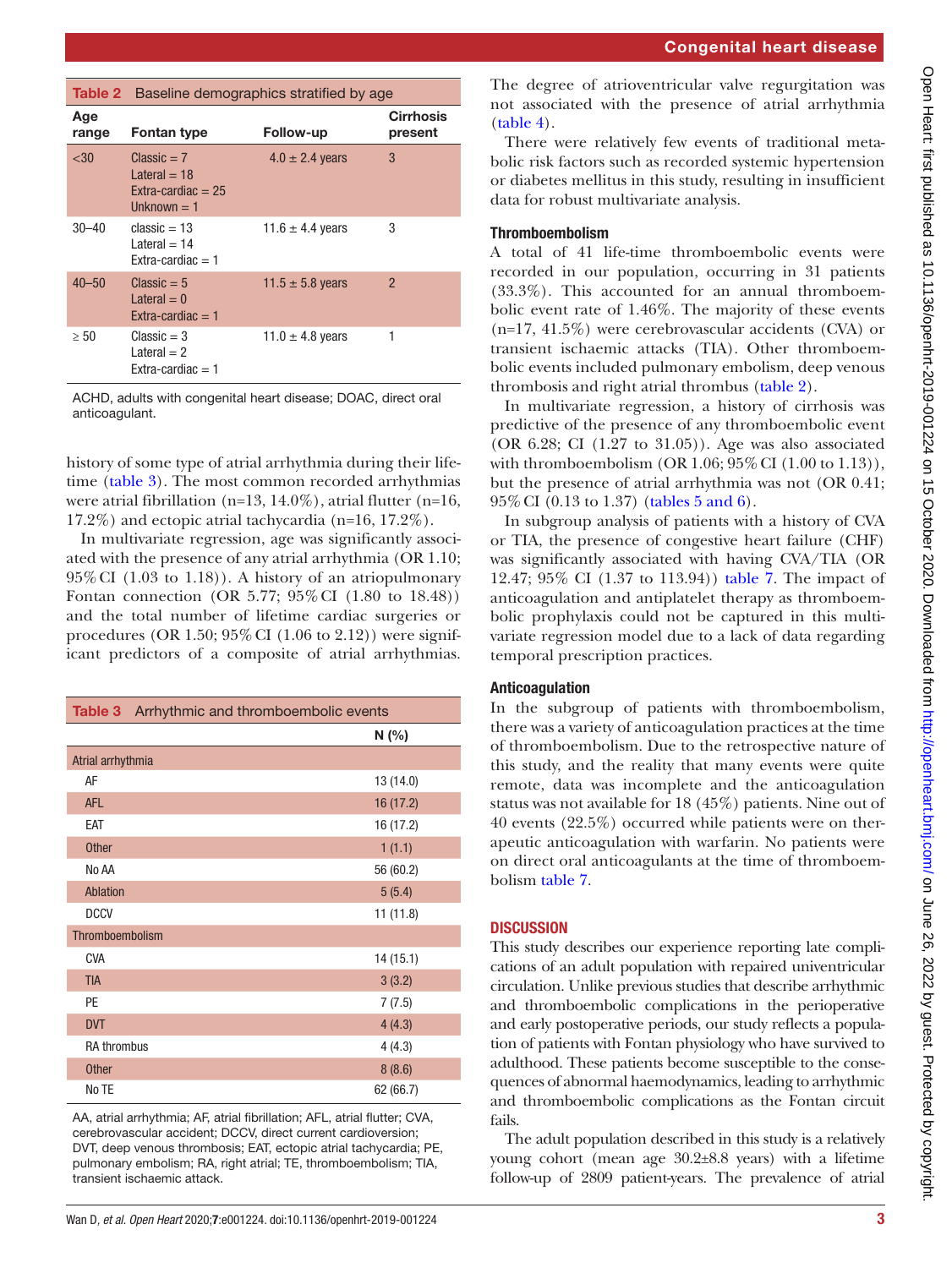**Table 2** Baseline demographics stratified by age

| Age range | Fontan type | Follow-up | Cirrhosis present |
|---|---|---|---|
| <30 | Classic = 7<br>Lateral = 18<br>Extra-cardiac = 25<br>Unknown = 1 | 4.0 ± 2.4 years | 3 |
| 30–40 | classic = 13<br>Lateral = 14<br>Extra-cardiac = 1 | 11.6 ± 4.4 years | 3 |
| 40–50 | Classic = 5<br>Lateral = 0<br>Extra-cardiac = 1 | 11.5 ± 5.8 years | 2 |
| ≥ 50 | Classic = 3<br>Lateral = 2<br>Extra-cardiac = 1 | 11.0 ± 4.8 years | 1 |

ACHD, adults with congenital heart disease; DOAC, direct oral anticoagulant.

history of some type of atrial arrhythmia during their lifetime (table 3). The most common recorded arrhythmias were atrial fibrillation (n=13, 14.0%), atrial flutter (n=16, 17.2%) and ectopic atrial tachycardia (n=16, 17.2%).

In multivariate regression, age was significantly associated with the presence of any atrial arrhythmia (OR 1.10; 95% CI (1.03 to 1.18)). A history of an atriopulmonary Fontan connection (OR 5.77; 95% CI (1.80 to 18.48)) and the total number of lifetime cardiac surgeries or procedures (OR 1.50; 95% CI (1.06 to 2.12)) were significant predictors of a composite of atrial arrhythmias.

**Table 3** Arrhythmic and thromboembolic events

| | N (%) |
|---|---|
| Atrial arrhythmia | |
| AF | 13 (14.0) |
| AFL | 16 (17.2) |
| EAT | 16 (17.2) |
| Other | 1 (1.1) |
| No AA | 56 (60.2) |
| Ablation | 5 (5.4) |
| DCCV | 11 (11.8) |
| Thromboembolism | |
| CVA | 14 (15.1) |
| TIA | 3 (3.2) |
| PE | 7 (7.5) |
| DVT | 4 (4.3) |
| RA thrombus | 4 (4.3) |
| Other | 8 (8.6) |
| No TE | 62 (66.7) |

AA, atrial arrhythmia; AF, atrial fibrillation; AFL, atrial flutter; CVA, cerebrovascular accident; DCCV, direct current cardioversion; DVT, deep venous thrombosis; EAT, ectopic atrial tachycardia; PE, pulmonary embolism; RA, right atrial; TE, thromboembolism; TIA, transient ischaemic attack.

The degree of atrioventricular valve regurgitation was not associated with the presence of atrial arrhythmia (table 4).

There were relatively few events of traditional metabolic risk factors such as recorded systemic hypertension or diabetes mellitus in this study, resulting in insufficient data for robust multivariate analysis.

### Thromboembolism

A total of 41 life-time thromboembolic events were recorded in our population, occurring in 31 patients (33.3%). This accounted for an annual thromboembolic event rate of 1.46%. The majority of these events (n=17, 41.5%) were cerebrovascular accidents (CVA) or transient ischaemic attacks (TIA). Other thromboembolic events included pulmonary embolism, deep venous thrombosis and right atrial thrombus (table 2).

In multivariate regression, a history of cirrhosis was predictive of the presence of any thromboembolic event (OR 6.28; CI (1.27 to 31.05)). Age was also associated with thromboembolism (OR 1.06; 95% CI (1.00 to 1.13)), but the presence of atrial arrhythmia was not (OR 0.41; 95% CI (0.13 to 1.37) (tables 5 and 6).

In subgroup analysis of patients with a history of CVA or TIA, the presence of congestive heart failure (CHF) was significantly associated with having CVA/TIA (OR 12.47; 95% CI (1.37 to 113.94)) table 7. The impact of anticoagulation and antiplatelet therapy as thromboembolic prophylaxis could not be captured in this multivariate regression model due to a lack of data regarding temporal prescription practices.

### Anticoagulation

In the subgroup of patients with thromboembolism, there was a variety of anticoagulation practices at the time of thromboembolism. Due to the retrospective nature of this study, and the reality that many events were quite remote, data was incomplete and the anticoagulation status was not available for 18 (45%) patients. Nine out of 40 events (22.5%) occurred while patients were on therapeutic anticoagulation with warfarin. No patients were on direct oral anticoagulants at the time of thromboembolism table 7.

## DISCUSSION

This study describes our experience reporting late complications of an adult population with repaired univentricular circulation. Unlike previous studies that describe arrhythmic and thromboembolic complications in the perioperative and early postoperative periods, our study reflects a population of patients with Fontan physiology who have survived to adulthood. These patients become susceptible to the consequences of abnormal haemodynamics, leading to arrhythmic and thromboembolic complications as the Fontan circuit fails.

The adult population described in this study is a relatively young cohort (mean age 30.2±8.8 years) with a lifetime follow-up of 2809 patient-years. The prevalence of atrial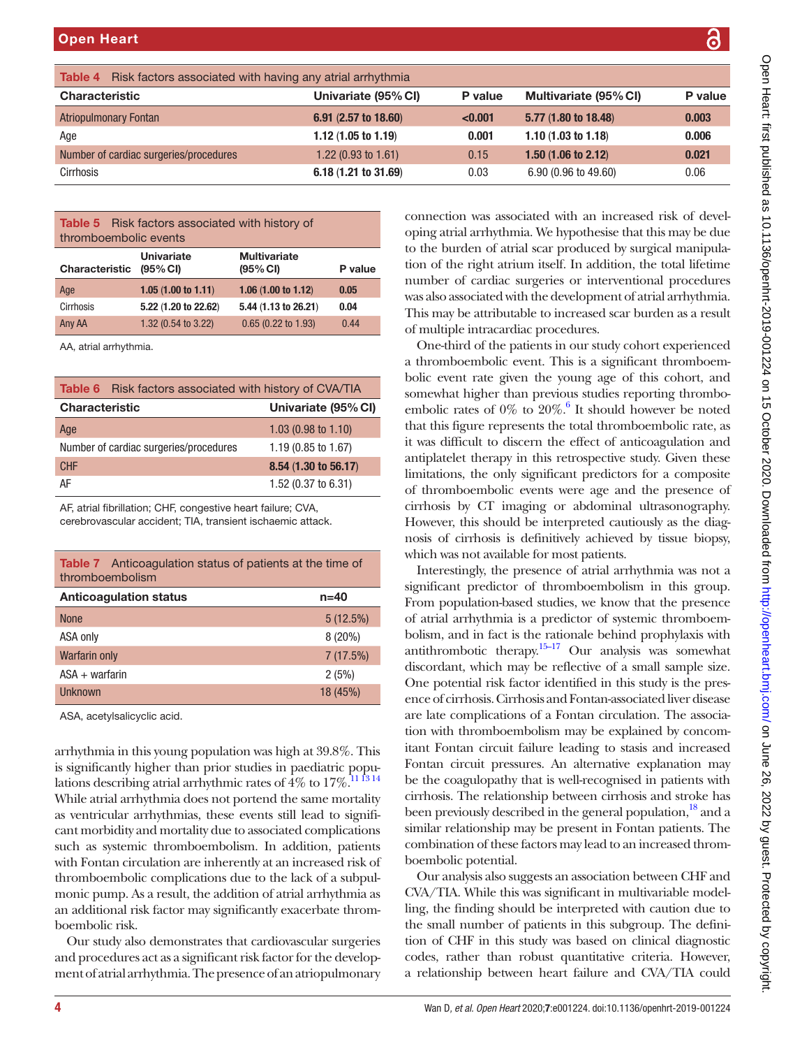**Table 4** Risk factors associated with having any atrial arrhythmia

| Characteristic | Univariate (95% CI) | P value | Multivariate (95% CI) | P value |
|---|---|---|---|---|
| Atriopulmonary Fontan | **6.91 (2.57 to 18.60)** | **<0.001** | **5.77 (1.80 to 18.48)** | **0.003** |
| Age | **1.12 (1.05 to 1.19)** | **0.001** | **1.10 (1.03 to 1.18)** | **0.006** |
| Number of cardiac surgeries/procedures | 1.22 (0.93 to 1.61) | 0.15 | **1.50 (1.06 to 2.12)** | **0.021** |
| Cirrhosis | **6.18 (1.21 to 31.69)** | 0.03 | 6.90 (0.96 to 49.60) | 0.06 |

**Table 5** Risk factors associated with history of thromboembolic events

| Characteristic | Univariate (95% CI) | Multivariate (95% CI) | P value |
|---|---|---|---|
| Age | **1.05 (1.00 to 1.11)** | **1.06 (1.00 to 1.12)** | **0.05** |
| Cirrhosis | **5.22 (1.20 to 22.62)** | **5.44 (1.13 to 26.21)** | **0.04** |
| Any AA | 1.32 (0.54 to 3.22) | 0.65 (0.22 to 1.93) | 0.44 |

AA, atrial arrhythmia.

**Table 6** Risk factors associated with history of CVA/TIA

| Characteristic | Univariate (95% CI) |
|---|---|
| Age | 1.03 (0.98 to 1.10) |
| Number of cardiac surgeries/procedures | 1.19 (0.85 to 1.67) |
| CHF | **8.54 (1.30 to 56.17)** |
| AF | 1.52 (0.37 to 6.31) |

AF, atrial fibrillation; CHF, congestive heart failure; CVA, cerebrovascular accident; TIA, transient ischaemic attack.

**Table 7** Anticoagulation status of patients at the time of thromboembolism

| Anticoagulation status | n=40 |
|---|---|
| None | 5 (12.5%) |
| ASA only | 8 (20%) |
| Warfarin only | 7 (17.5%) |
| ASA + warfarin | 2 (5%) |
| Unknown | 18 (45%) |

ASA, acetylsalicyclic acid.

arrhythmia in this young population was high at 39.8%. This is significantly higher than prior studies in paediatric populations describing atrial arrhythmic rates of 4% to 17%.[11 13 14] While atrial arrhythmia does not portend the same mortality as ventricular arrhythmias, these events still lead to significant morbidity and mortality due to associated complications such as systemic thromboembolism. In addition, patients with Fontan circulation are inherently at an increased risk of thromboembolic complications due to the lack of a subpulmonic pump. As a result, the addition of atrial arrhythmia as an additional risk factor may significantly exacerbate thromboembolic risk.

Our study also demonstrates that cardiovascular surgeries and procedures act as a significant risk factor for the development of atrial arrhythmia. The presence of an atriopulmonary connection was associated with an increased risk of developing atrial arrhythmia. We hypothesise that this may be due to the burden of atrial scar produced by surgical manipulation of the right atrium itself. In addition, the total lifetime number of cardiac surgeries or interventional procedures was also associated with the development of atrial arrhythmia. This may be attributable to increased scar burden as a result of multiple intracardiac procedures.

One-third of the patients in our study cohort experienced a thromboembolic event. This is a significant thromboembolic event rate given the young age of this cohort, and somewhat higher than previous studies reporting thromboembolic rates of 0% to 20%.[6] It should however be noted that this figure represents the total thromboembolic rate, as it was difficult to discern the effect of anticoagulation and antiplatelet therapy in this retrospective study. Given these limitations, the only significant predictors for a composite of thromboembolic events were age and the presence of cirrhosis by CT imaging or abdominal ultrasonography. However, this should be interpreted cautiously as the diagnosis of cirrhosis is definitively achieved by tissue biopsy, which was not available for most patients.

Interestingly, the presence of atrial arrhythmia was not a significant predictor of thromboembolism in this group. From population-based studies, we know that the presence of atrial arrhythmia is a predictor of systemic thromboembolism, and in fact is the rationale behind prophylaxis with antithrombotic therapy.[15–17] Our analysis was somewhat discordant, which may be reflective of a small sample size. One potential risk factor identified in this study is the presence of cirrhosis. Cirrhosis and Fontan-associated liver disease are late complications of a Fontan circulation. The association with thromboembolism may be explained by concomitant Fontan circuit failure leading to stasis and increased Fontan circuit pressures. An alternative explanation may be the coagulopathy that is well-recognised in patients with cirrhosis. The relationship between cirrhosis and stroke has been previously described in the general population,[18] and a similar relationship may be present in Fontan patients. The combination of these factors may lead to an increased thromboembolic potential.

Our analysis also suggests an association between CHF and CVA/TIA. While this was significant in multivariable modelling, the finding should be interpreted with caution due to the small number of patients in this subgroup. The definition of CHF in this study was based on clinical diagnostic codes, rather than robust quantitative criteria. However, a relationship between heart failure and CVA/TIA could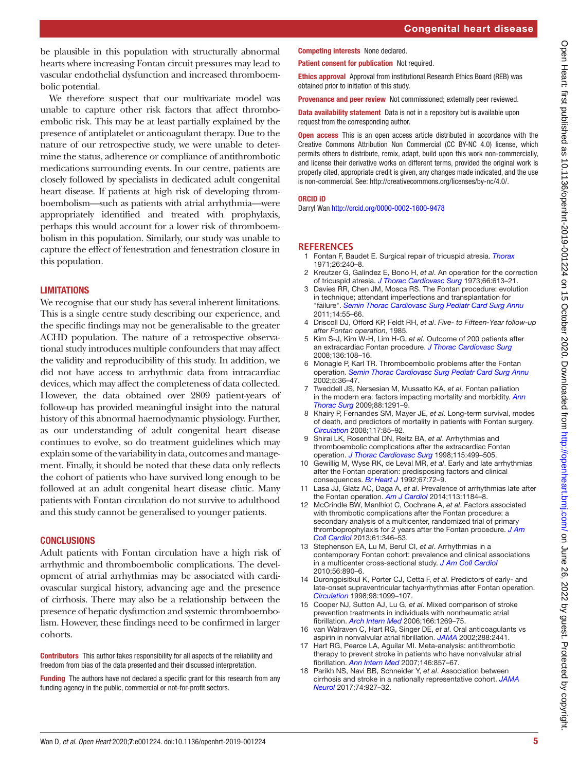be plausible in this population with structurally abnormal hearts where increasing Fontan circuit pressures may lead to vascular endothelial dysfunction and increased thromboembolic potential.

We therefore suspect that our multivariate model was unable to capture other risk factors that affect thromboembolic risk. This may be at least partially explained by the presence of antiplatelet or anticoagulant therapy. Due to the nature of our retrospective study, we were unable to determine the status, adherence or compliance of antithrombotic medications surrounding events. In our centre, patients are closely followed by specialists in dedicated adult congenital heart disease. If patients at high risk of developing thromboembolism—such as patients with atrial arrhythmia—were appropriately identified and treated with prophylaxis, perhaps this would account for a lower risk of thromboembolism in this population. Similarly, our study was unable to capture the effect of fenestration and fenestration closure in this population.

## LIMITATIONS

We recognise that our study has several inherent limitations. This is a single centre study describing our experience, and the specific findings may not be generalisable to the greater ACHD population. The nature of a retrospective observational study introduces multiple confounders that may affect the validity and reproducibility of this study. In addition, we did not have access to arrhythmic data from intracardiac devices, which may affect the completeness of data collected. However, the data obtained over 2809 patient-years of follow-up has provided meaningful insight into the natural history of this abnormal haemodynamic physiology. Further, as our understanding of adult congenital heart disease continues to evolve, so do treatment guidelines which may explain some of the variability in data, outcomes and management. Finally, it should be noted that these data only reflects the cohort of patients who have survived long enough to be followed at an adult congenital heart disease clinic. Many patients with Fontan circulation do not survive to adulthood and this study cannot be generalised to younger patients.

## CONCLUSIONS

Adult patients with Fontan circulation have a high risk of arrhythmic and thromboembolic complications. The development of atrial arrhythmias may be associated with cardiovascular surgical history, advancing age and the presence of cirrhosis. There may also be a relationship between the presence of hepatic dysfunction and systemic thromboembolism. However, these findings need to be confirmed in larger cohorts.

**Contributors** This author takes responsibility for all aspects of the reliability and freedom from bias of the data presented and their discussed interpretation.

**Funding** The authors have not declared a specific grant for this research from any funding agency in the public, commercial or not-for-profit sectors.

**Competing interests** None declared.

**Patient consent for publication** Not required.

**Ethics approval** Approval from institutional Research Ethics Board (REB) was obtained prior to initiation of this study.

**Provenance and peer review** Not commissioned; externally peer reviewed.

**Data availability statement** Data is not in a repository but is available upon request from the corresponding author.

**Open access** This is an open access article distributed in accordance with the Creative Commons Attribution Non Commercial (CC BY-NC 4.0) license, which permits others to distribute, remix, adapt, build upon this work non-commercially, and license their derivative works on different terms, provided the original work is properly cited, appropriate credit is given, any changes made indicated, and the use is non-commercial. See: http://creativecommons.org/licenses/by-nc/4.0/.

**ORCID iD**

Darryl Wan http://orcid.org/0000-0002-1600-9478

## REFERENCES

1. Fontan F, Baudet E. Surgical repair of tricuspid atresia. *Thorax* 1971;26:240–8.
2. Kreutzer G, Galíndez E, Bono H, *et al*. An operation for the correction of tricuspid atresia. *J Thorac Cardiovasc Surg* 1973;66:613–21.
3. Davies RR, Chen JM, Mosca RS. The Fontan procedure: evolution in technique; attendant imperfections and transplantation for "failure". *Semin Thorac Cardiovasc Surg Pediatr Card Surg Annu* 2011;14:55–66.
4. Driscoll DJ, Offord KP, Feldt RH, *et al*. *Five- to Fifteen-Year follow-up after Fontan operation*, 1985.
5. Kim S-J, Kim W-H, Lim H-G, *et al*. Outcome of 200 patients after an extracardiac Fontan procedure. *J Thorac Cardiovasc Surg* 2008;136:108–16.
6. Monagle P, Karl TR. Thromboembolic problems after the Fontan operation. *Semin Thorac Cardiovasc Surg Pediatr Card Surg Annu* 2002;5:36–47.
7. Tweddell JS, Nersesian M, Mussatto KA, *et al*. Fontan palliation in the modern era: factors impacting mortality and morbidity. *Ann Thorac Surg* 2009;88:1291–9.
8. Khairy P, Fernandes SM, Mayer JE, *et al*. Long-term survival, modes of death, and predictors of mortality in patients with Fontan surgery. *Circulation* 2008;117:85–92.
9. Shirai LK, Rosenthal DN, Reitz BA, *et al*. Arrhythmias and thromboembolic complications after the extracardiac Fontan operation. *J Thorac Cardiovasc Surg* 1998;115:499–505.
10. Gewillig M, Wyse RK, de Leval MR, *et al*. Early and late arrhythmias after the Fontan operation: predisposing factors and clinical consequences. *Br Heart J* 1992;67:72–9.
11. Lasa JJ, Glatz AC, Daga A, *et al*. Prevalence of arrhythmias late after the Fontan operation. *Am J Cardiol* 2014;113:1184–8.
12. McCrindle BW, Manlhiot C, Cochrane A, *et al*. Factors associated with thrombotic complications after the Fontan procedure: a secondary analysis of a multicenter, randomized trial of primary thromboprophylaxis for 2 years after the Fontan procedure. *J Am Coll Cardiol* 2013;61:346–53.
13. Stephenson EA, Lu M, Berul CI, *et al*. Arrhythmias in a contemporary Fontan cohort: prevalence and clinical associations in a multicenter cross-sectional study. *J Am Coll Cardiol* 2010;56:890–6.
14. Durongpisitkul K, Porter CJ, Cetta F, *et al*. Predictors of early- and late-onset supraventricular tachyarrhythmias after Fontan operation. *Circulation* 1998;98:1099–107.
15. Cooper NJ, Sutton AJ, Lu G, *et al*. Mixed comparison of stroke prevention treatments in individuals with nonrheumatic atrial fibrillation. *Arch Intern Med* 2006;166:1269–75.
16. van Walraven C, Hart RG, Singer DE, *et al*. Oral anticoagulants vs aspirin in nonvalvular atrial fibrillation. *JAMA* 2002;288:2441.
17. Hart RG, Pearce LA, Aguilar MI. Meta-analysis: antithrombotic therapy to prevent stroke in patients who have nonvalvular atrial fibrillation. *Ann Intern Med* 2007;146:857–67.
18. Parikh NS, Navi BB, Schneider Y, *et al*. Association between cirrhosis and stroke in a nationally representative cohort. *JAMA Neurol* 2017;74:927–32.